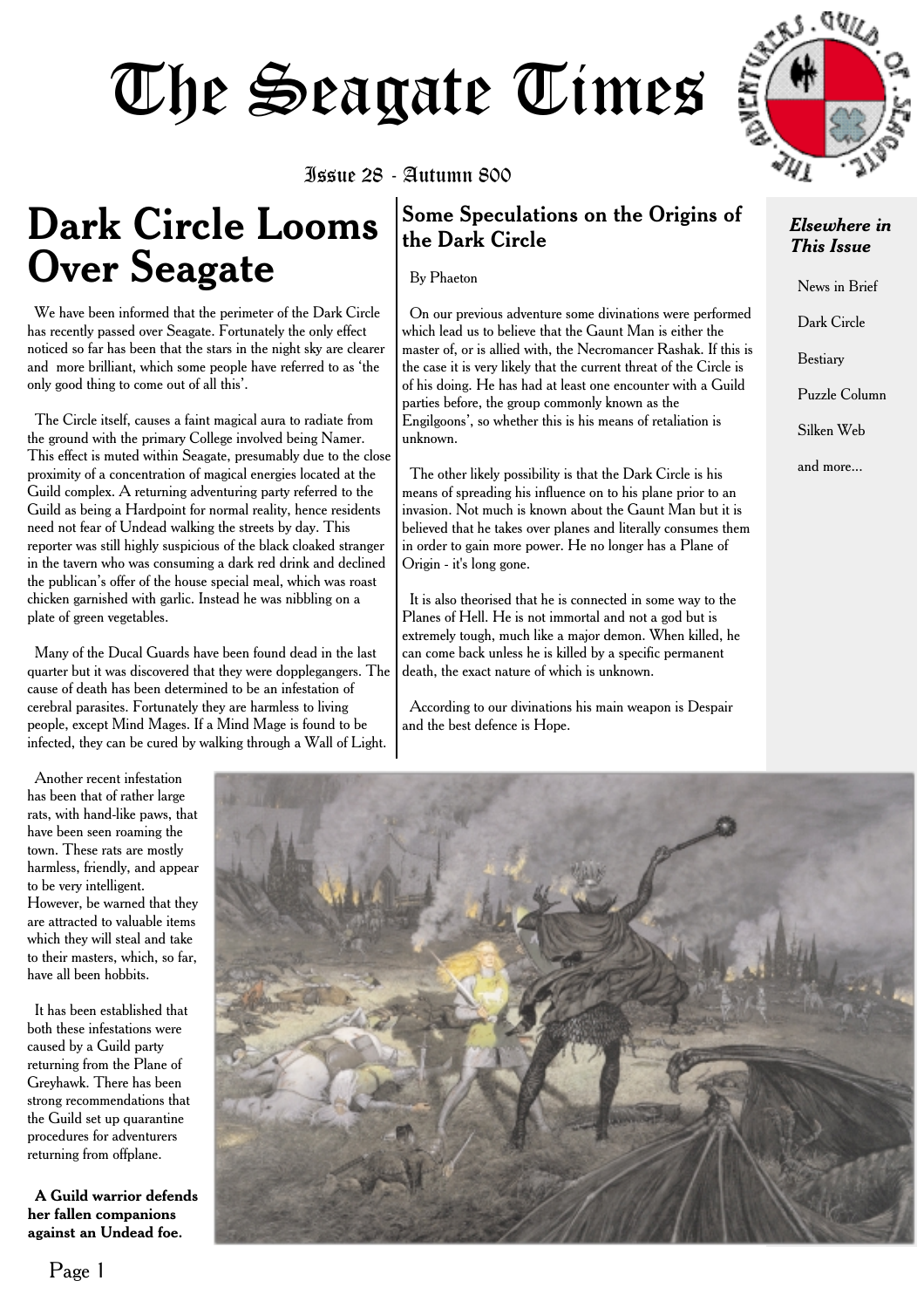# The Seagate Times

Issue 28 - Autumn 800

*Elsewhere in This Issue*

- News in Brief
- Dark Circle
- Bestiary
- Puzzle Column
- Silken Web
- and more...

## Dark Circle Looms Over Seagate

We have been informed that the perimeter of the Dark Circle has recently passed over Seagate. Fortunately the only effect noticed so far has been that the stars in the night sky are clearer and more brilliant, which some people have referred to as 'the only good thing to come out of all this'.

The Circle itself, causes a faint magical aura to radiate from the ground with the primary College involved being Namer. This effect is muted within Seagate, presumably due to the close proximity of a concentration of magical energies located at the Guild complex. A returning adventuring party referred to the Guild as being a Hardpoint for normal reality, hence residents need not fear of Undead walking the streets by day. This reporter was still highly suspicious of the black cloaked stranger in the tavern who was consuming a dark red drink and declined the publican's offer of the house special meal, which was roast chicken garnished with garlic. Instead he was nibbling on a plate of green vegetables.

Many of the Ducal Guards have been found dead in the last quarter but it was discovered that they were dopplegangers. The cause of death has been determined to be an infestation of cerebral parasites. Fortunately they are harmless to living people, except Mind Mages. If a Mind Mage is found to be infected, they can be cured by walking through a Wall of Light.

Another recent infestation has been that of rather large rats, with hand-like paws, that have been seen roaming the town. These rats are mostly harmless, friendly, and appear to be very intelligent. However, be warned that they are attracted to valuable items which they will steal and take to their masters, which, so far, have all been hobbits.

It has been established that both these infestations were caused by a Guild party returning from the Plane of Greyhawk. There has been strong recommendations that the Guild set up quarantine procedures for adventurers returning from offplane.

**A Guild warrior defends her fallen companions against an Undead foe.**

## Some Speculations on the Origins of the Dark Circle

By Phaeton

On our previous adventure some divinations were performed which lead us to believe that the Gaunt Man is either the master of, or is allied with, the Necromancer Rashak. If this is the case it is very likely that the current threat of the Circle is of his doing. He has had at least one encounter with a Guild parties before, the group commonly known as the Engilgoons', so whether this is his means of retaliation is unknown.

The other likely possibility is that the Dark Circle is his means of spreading his influence on to his plane prior to an invasion. Not much is known about the Gaunt Man but it is believed that he takes over planes and literally consumes them in order to gain more power. He no longer has a Plane of Origin - it's long gone.

It is also theorised that he is connected in some way to the Planes of Hell. He is not immortal and not a god but is extremely tough, much like a major demon. When killed, he can come back unless he is killed by a specific permanent death, the exact nature of which is unknown.

According to our divinations his main weapon is Despair and the best defence is Hope.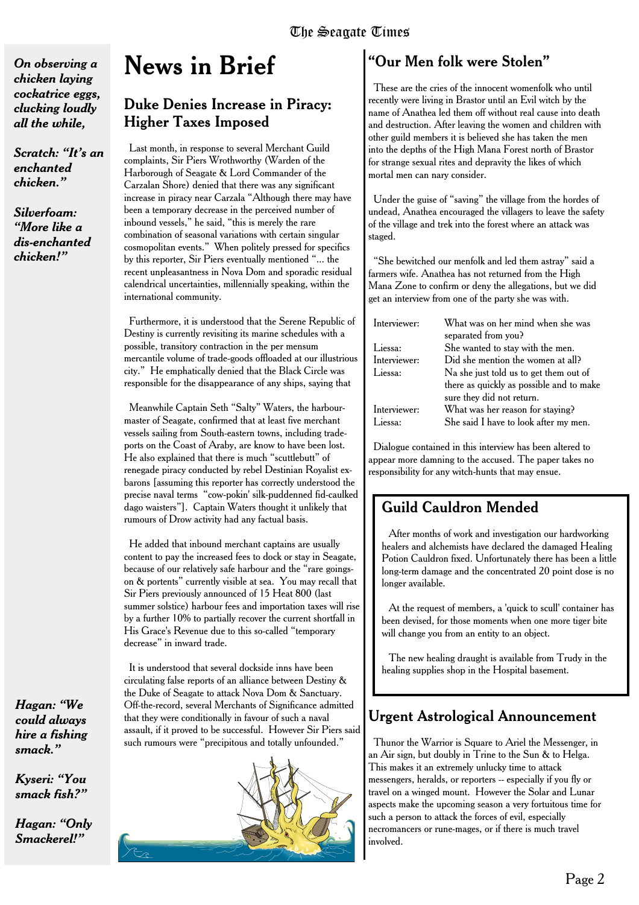*On observing a chicken laying cockatrice eggs, clucking loudly all the while,*

*Scratch: "It's an enchanted chicken."*

*Silverfoam: "More like a dis-enchanted chicken!"*

# News in Brief

## Duke Denies Increase in Piracy: Higher Taxes Imposed

Last month, in response to several Merchant Guild complaints, Sir Piers Wrothworthy (Warden of the Harborough of Seagate & Lord Commander of the Carzalan Shore) denied that there was any significant increase in piracy near Carzala "Although there may have been a temporary decrease in the perceived number of inbound vessels," he said, "this is merely the rare combination of seasonal variations with certain singular cosmopolitan events." When politely pressed for specifics by this reporter, Sir Piers eventually mentioned "... the recent unpleasantness in Nova Dom and sporadic residual calendrical uncertainties, millennially speaking, within the international community.

Furthermore, it is understood that the Serene Republic of Destiny is currently revisiting its marine schedules with a possible, transitory contraction in the per mensum mercantile volume of trade-goods offloaded at our illustrious city." He emphatically denied that the Black Circle was responsible for the disappearance of any ships, saying that

Meanwhile Captain Seth "Salty" Waters, the harbour-master of Seagate, confirmed that at least five merchant vessels sailing from South-eastern towns, including trade-ports on the Coast of Araby, are know to have been lost. He also explained that there is much "scuttlebutt" of renegade piracy conducted by rebel Destinian Royalist ex-barons [assuming this reporter has correctly understood the precise naval terms "cow-pokin' silk-puddenned fid-caulked dago waisters"]. Captain Waters thought it unlikely that rumours of Drow activity had any factual basis.

He added that inbound merchant captains are usually content to pay the increased fees to dock or stay in Seagate, because of our relatively safe harbour and the "rare goings-on & portents" currently visible at sea. You may recall that Sir Piers previously announced of 15 Heat 800 (last summer solstice) harbour fees and importation taxes will rise by a further 10% to partially recover the current shortfall in His Grace's Revenue due to this so-called "temporary decrease" in inward trade.

It is understood that several dockside inns have been circulating false reports of an alliance between Destiny & the Duke of Seagate to attack Nova Dom & Sanctuary. Off-the-record, several Merchants of Significance admitted that they were conditionally in favour of such a naval assault, if it proved to be successful. However Sir Piers said such rumours were "precipitous and totally unfounded."

*Hagan: "We could always hire a fishing smack."*

*Kyseri: "You smack fish?"*

*Hagan: "Only Smackerel!"*

## "Our Men folk were Stolen"

These are the cries of the innocent womenfolk who until recently were living in Brastor until an Evil witch by the name of Anathea led them off without real cause into death and destruction. After leaving the women and children with other guild members it is believed she has taken the men into the depths of the High Mana Forest north of Brastor for strange sexual rites and depravity the likes of which mortal men can nary consider.

Under the guise of "saving" the village from the hordes of undead, Anathea encouraged the villagers to leave the safety of the village and trek into the forest where an attack was staged.

"She bewitched our menfolk and led them astray" said a farmers wife. Anathea has not returned from the High Mana Zone to confirm or deny the allegations, but we did get an interview from one of the party she was with.

| | |
|---|---|
| Interviewer: | What was on her mind when she was separated from you? |
| Liessa: | She wanted to stay with the men. |
| Interviewer: | Did she mention the women at all? |
| Liessa: | Na she just told us to get them out of there as quickly as possible and to make sure they did not return. |
| Interviewer: | What was her reason for staying? |
| Liessa: | She said I have to look after my men. |

Dialogue contained in this interview has been altered to appear more damning to the accused. The paper takes no responsibility for any witch-hunts that may ensue.

## Guild Cauldron Mended

After months of work and investigation our hardworking healers and alchemists have declared the damaged Healing Potion Cauldron fixed. Unfortunately there has been a little long-term damage and the concentrated 20 point dose is no longer available.

At the request of members, a 'quick to scull' container has been devised, for those moments when one more tiger bite will change you from an entity to an object.

The new healing draught is available from Trudy in the healing supplies shop in the Hospital basement.

## Urgent Astrological Announcement

Thunor the Warrior is Square to Ariel the Messenger, in an Air sign, but doubly in Trine to the Sun & to Helga. This makes it an extremely unlucky time to attack messengers, heralds, or reporters -- especially if you fly or travel on a winged mount. However the Solar and Lunar aspects make the upcoming season a very fortuitous time for such a person to attack the forces of evil, especially necromancers or rune-mages, or if there is much travel involved.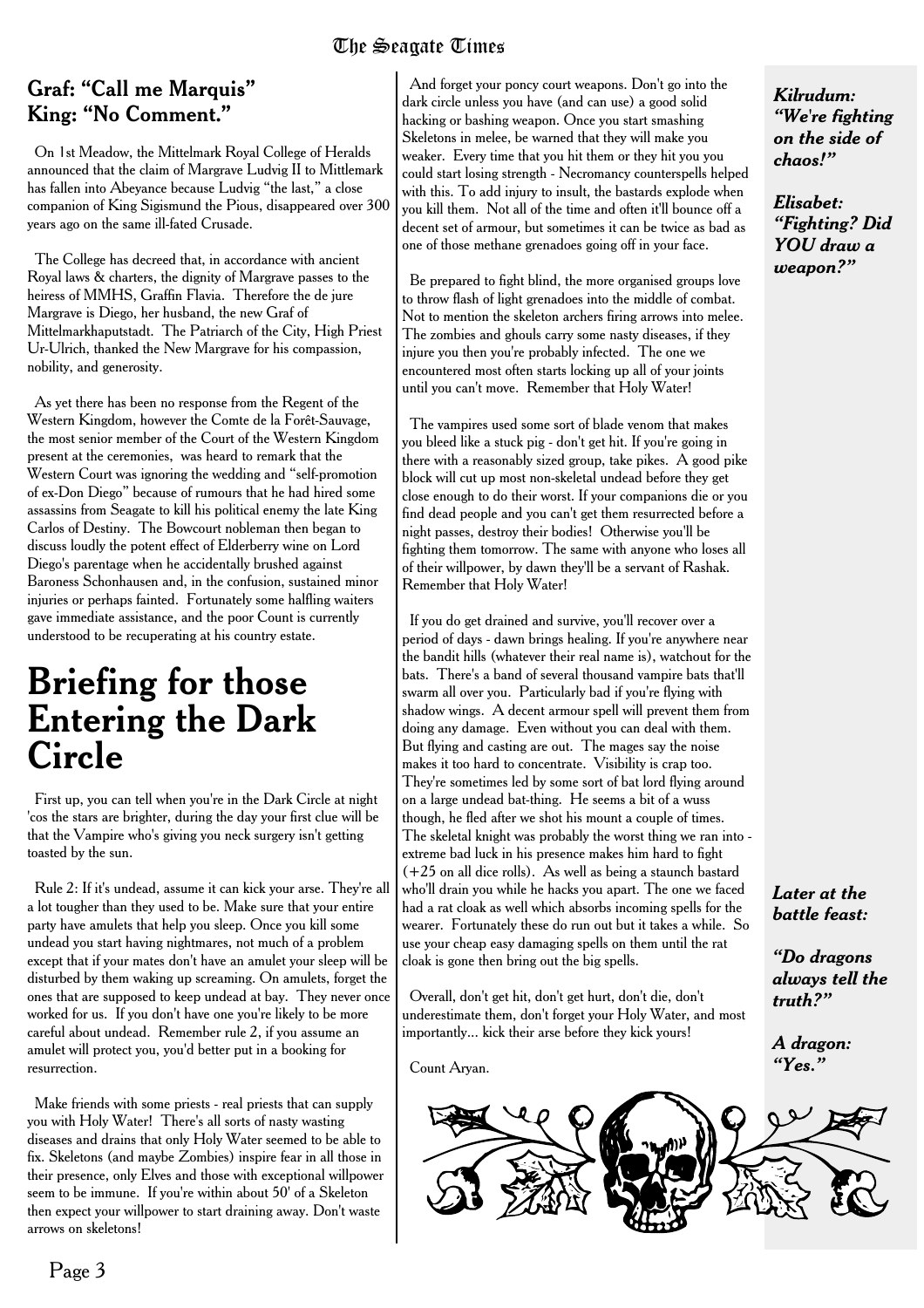## Graf: "Call me Marquis" King: "No Comment."

On 1st Meadow, the Mittelmark Royal College of Heralds announced that the claim of Margrave Ludvig II to Mittelmark has fallen into Abeyance because Ludvig "the last," a close companion of King Sigismund the Pious, disappeared over 300 years ago on the same ill-fated Crusade.

The College has decreed that, in accordance with ancient Royal laws & charters, the dignity of Margrave passes to the heiress of MMHS, Graffin Flavia. Therefore the de jure Margrave is Diego, her husband, the new Graf of Mittelmarkhaputstadt. The Patriarch of the City, High Priest Ur-Ulrich, thanked the New Margrave for his compassion, nobility, and generosity.

As yet there has been no response from the Regent of the Western Kingdom, however the Comte de la Forêt-Sauvage, the most senior member of the Court of the Western Kingdom present at the ceremonies, was heard to remark that the Western Court was ignoring the wedding and "self-promotion of ex-Don Diego" because of rumours that he had hired some assassins from Seagate to kill his political enemy the late King Carlos of Destiny. The Bowcourt nobleman then began to discuss loudly the potent effect of Elderberry wine on Lord Diego's parentage when he accidentally brushed against Baroness Schonhausen and, in the confusion, sustained minor injuries or perhaps fainted. Fortunately some halfling waiters gave immediate assistance, and the poor Count is currently understood to be recuperating at his country estate.

# Briefing for those Entering the Dark Circle

First up, you can tell when you're in the Dark Circle at night 'cos the stars are brighter, during the day your first clue will be that the Vampire who's giving you neck surgery isn't getting toasted by the sun.

Rule 2: If it's undead, assume it can kick your arse. They're all a lot tougher than they used to be. Make sure that your entire party have amulets that help you sleep. Once you kill some undead you start having nightmares, not much of a problem except that if your mates don't have an amulet your sleep will be disturbed by them waking up screaming. On amulets, forget the ones that are supposed to keep undead at bay. They never once worked for us. If you don't have one you're likely to be more careful about undead. Remember rule 2, if you assume an amulet will protect you, you'd better put in a booking for resurrection.

Make friends with some priests - real priests that can supply you with Holy Water! There's all sorts of nasty wasting diseases and drains that only Holy Water seemed to be able to fix. Skeletons (and maybe Zombies) inspire fear in all those in their presence, only Elves and those with exceptional willpower seem to be immune. If you're within about 50' of a Skeleton then expect your willpower to start draining away. Don't waste arrows on skeletons!

And forget your poncy court weapons. Don't go into the dark circle unless you have (and can use) a good solid hacking or bashing weapon. Once you start smashing Skeletons in melee, be warned that they will make you weaker. Every time that you hit them or they hit you you could start losing strength - Necromancy counterspells helped with this. To add injury to insult, the bastards explode when you kill them. Not all of the time and often it'll bounce off a decent set of armour, but sometimes it can be twice as bad as one of those methane grenadoes going off in your face.

Be prepared to fight blind, the more organised groups love to throw flash of light grenadoes into the middle of combat. Not to mention the skeleton archers firing arrows into melee. The zombies and ghouls carry some nasty diseases, if they injure you then you're probably infected. The one we encountered most often starts locking up all of your joints until you can't move. Remember that Holy Water!

The vampires used some sort of blade venom that makes you bleed like a stuck pig - don't get hit. If you're going in there with a reasonably sized group, take pikes. A good pike block will cut up most non-skeletal undead before they get close enough to do their worst. If your companions die or you find dead people and you can't get them resurrected before a night passes, destroy their bodies! Otherwise you'll be fighting them tomorrow. The same with anyone who loses all of their willpower, by dawn they'll be a servant of Rashak. Remember that Holy Water!

If you do get drained and survive, you'll recover over a period of days - dawn brings healing. If you're anywhere near the bandit hills (whatever their real name is), watchout for the bats. There's a band of several thousand vampire bats that'll swarm all over you. Particularly bad if you're flying with shadow wings. A decent armour spell will prevent them from doing any damage. Even without you can deal with them. But flying and casting are out. The mages say the noise makes it too hard to concentrate. Visibility is crap too. They're sometimes led by some sort of bat lord flying around on a large undead bat-thing. He seems a bit of a wuss though, he fled after we shot his mount a couple of times. The skeletal knight was probably the worst thing we ran into - extreme bad luck in his presence makes him hard to fight (+25 on all dice rolls). As well as being a staunch bastard who'll drain you while he hacks you apart. The one we faced had a rat cloak as well which absorbs incoming spells for the wearer. Fortunately these do run out but it takes a while. So use your cheap easy damaging spells on them until the rat cloak is gone then bring out the big spells.

Overall, don't get hit, don't get hurt, don't die, don't underestimate them, don't forget your Holy Water, and most importantly... kick their arse before they kick yours!

Count Aryan.

***Kilrudum: "We're fighting on the side of chaos!"***

***Elisabet: "Fighting? Did YOU draw a weapon?"***

***Later at the battle feast:***

***"Do dragons always tell the truth?"***

***A dragon: "Yes."***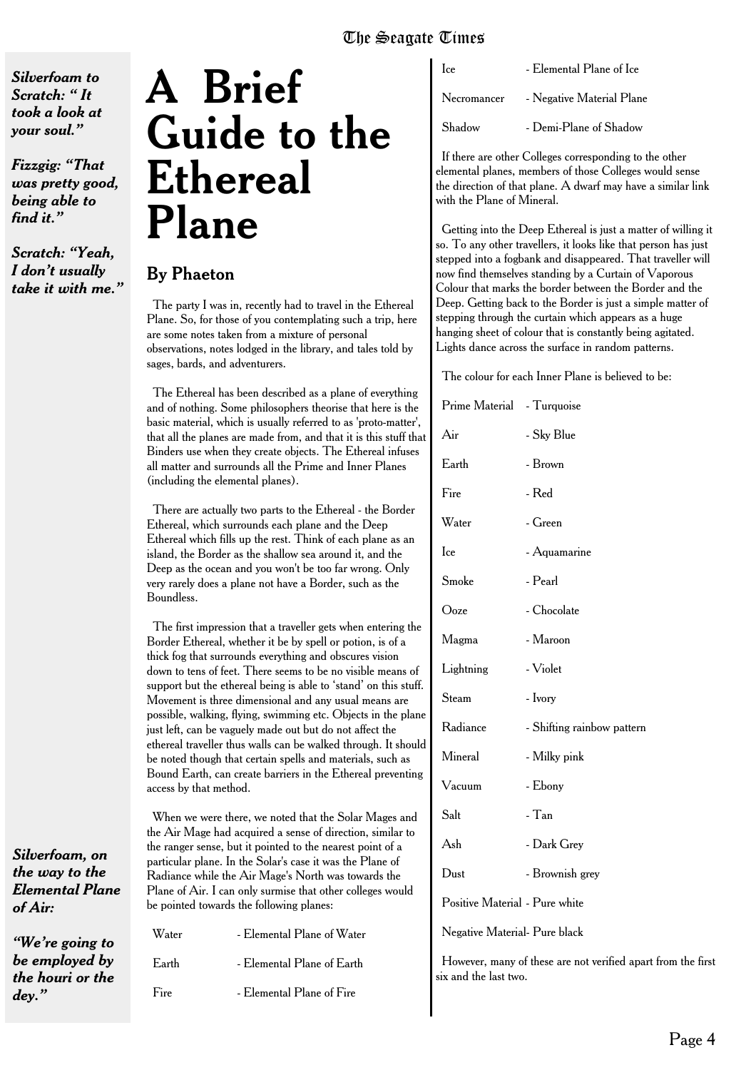*Silverfoam to Scratch: " It took a look at your soul."*

*Fizzgig: "That was pretty good, being able to find it."*

*Scratch: "Yeah, I don't usually take it with me."*

# A Brief Guide to the Ethereal Plane

## By Phaeton

The party I was in, recently had to travel in the Ethereal Plane. So, for those of you contemplating such a trip, here are some notes taken from a mixture of personal observations, notes lodged in the library, and tales told by sages, bards, and adventurers.

The Ethereal has been described as a plane of everything and of nothing. Some philosophers theorise that here is the basic material, which is usually referred to as 'proto-matter', that all the planes are made from, and that it is this stuff that Binders use when they create objects. The Ethereal infuses all matter and surrounds all the Prime and Inner Planes (including the elemental planes).

There are actually two parts to the Ethereal - the Border Ethereal, which surrounds each plane and the Deep Ethereal which fills up the rest. Think of each plane as an island, the Border as the shallow sea around it, and the Deep as the ocean and you won't be too far wrong. Only very rarely does a plane not have a Border, such as the Boundless.

The first impression that a traveller gets when entering the Border Ethereal, whether it be by spell or potion, is of a thick fog that surrounds everything and obscures vision down to tens of feet. There seems to be no visible means of support but the ethereal being is able to 'stand' on this stuff. Movement is three dimensional and any usual means are possible, walking, flying, swimming etc. Objects in the plane just left, can be vaguely made out but do not affect the ethereal traveller thus walls can be walked through. It should be noted though that certain spells and materials, such as Bound Earth, can create barriers in the Ethereal preventing access by that method.

When we were there, we noted that the Solar Mages and the Air Mage had acquired a sense of direction, similar to the ranger sense, but it pointed to the nearest point of a particular plane. In the Solar's case it was the Plane of Radiance while the Air Mage's North was towards the Plane of Air. I can only surmise that other colleges would be pointed towards the following planes:

| | |
|---|---|
| Water | - Elemental Plane of Water |
| Earth | - Elemental Plane of Earth |
| Fire | - Elemental Plane of Fire |
| Ice | - Elemental Plane of Ice |
| Necromancer | - Negative Material Plane |
| Shadow | - Demi-Plane of Shadow |

If there are other Colleges corresponding to the other elemental planes, members of those Colleges would sense the direction of that plane. A dwarf may have a similar link with the Plane of Mineral.

Getting into the Deep Ethereal is just a matter of willing it so. To any other travellers, it looks like that person has just stepped into a fogbank and disappeared. That traveller will now find themselves standing by a Curtain of Vaporous Colour that marks the border between the Border and the Deep. Getting back to the Border is just a simple matter of stepping through the curtain which appears as a huge hanging sheet of colour that is constantly being agitated. Lights dance across the surface in random patterns.

The colour for each Inner Plane is believed to be:

| | |
|---|---|
| Prime Material | - Turquoise |
| Air | - Sky Blue |
| Earth | - Brown |
| Fire | - Red |
| Water | - Green |
| Ice | - Aquamarine |
| Smoke | - Pearl |
| Ooze | - Chocolate |
| Magma | - Maroon |
| Lightning | - Violet |
| Steam | - Ivory |
| Radiance | - Shifting rainbow pattern |
| Mineral | - Milky pink |
| Vacuum | - Ebony |
| Salt | - Tan |
| Ash | - Dark Grey |
| Dust | - Brownish grey |
| Positive Material | - Pure white |
| Negative Material | - Pure black |

However, many of these are not verified apart from the first six and the last two.

*Silverfoam, on the way to the Elemental Plane of Air:*

*"We're going to be employed by the houri or the dey."*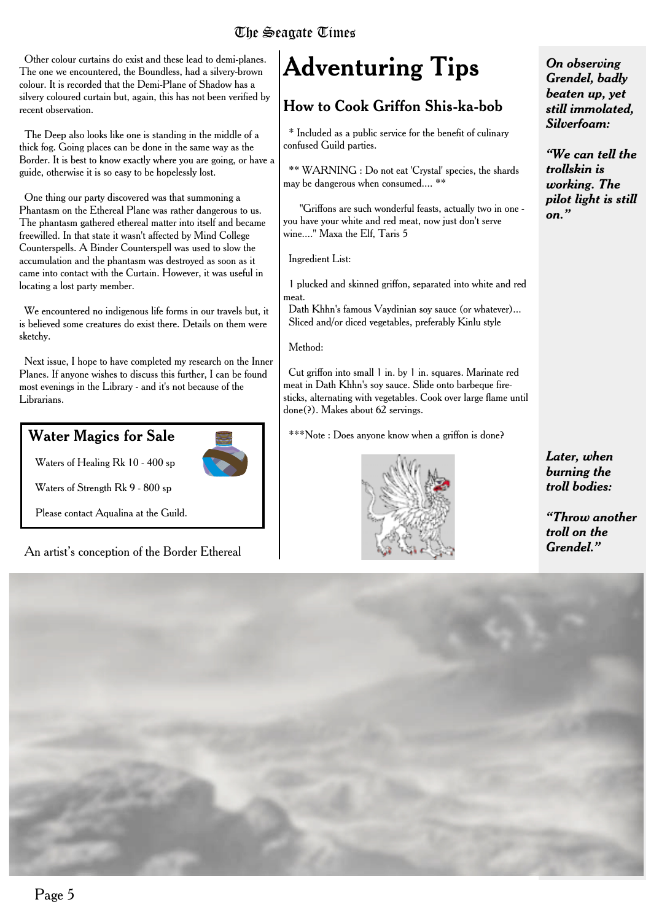Other colour curtains do exist and these lead to demi-planes. The one we encountered, the Boundless, had a silvery-brown colour. It is recorded that the Demi-Plane of Shadow has a silvery coloured curtain but, again, this has not been verified by recent observation.

The Deep also looks like one is standing in the middle of a thick fog. Going places can be done in the same way as the Border. It is best to know exactly where you are going, or have a guide, otherwise it is so easy to be hopelessly lost.

One thing our party discovered was that summoning a Phantasm on the Ethereal Plane was rather dangerous to us. The phantasm gathered ethereal matter into itself and became freewilled. In that state it wasn't affected by Mind College Counterspells. A Binder Counterspell was used to slow the accumulation and the phantasm was destroyed as soon as it came into contact with the Curtain. However, it was useful in locating a lost party member.

We encountered no indigenous life forms in our travels but, it is believed some creatures do exist there. Details on them were sketchy.

Next issue, I hope to have completed my research on the Inner Planes. If anyone wishes to discuss this further, I can be found most evenings in the Library - and it's not because of the Librarians.

## Water Magics for Sale

Waters of Healing Rk 10 - 400 sp

Waters of Strength Rk 9 - 800 sp

Please contact Aqualina at the Guild.

An artist's conception of the Border Ethereal

# Adventuring Tips

## How to Cook Griffon Shis-ka-bob

* Included as a public service for the benefit of culinary confused Guild parties.

** WARNING : Do not eat 'Crystal' species, the shards may be dangerous when consumed.... **

"Griffons are such wonderful feasts, actually two in one - you have your white and red meat, now just don't serve wine...." Maxa the Elf, Taris 5

Ingredient List:

1 plucked and skinned griffon, separated into white and red meat.
Dath Khhn's famous Vaydinian soy sauce (or whatever)...
Sliced and/or diced vegetables, preferably Kinlu style

Method:

Cut griffon into small 1 in. by 1 in. squares. Marinate red meat in Dath Khhn's soy sauce. Slide onto barbeque fire-sticks, alternating with vegetables. Cook over large flame until done(?). Makes about 62 servings.

***Note : Does anyone know when a griffon is done?

***On observing Grendel, badly beaten up, yet still immolated, Silverfoam:***

***"We can tell the trollskin is working. The pilot light is still on."***

***Later, when burning the troll bodies:***

***"Throw another troll on the Grendel."***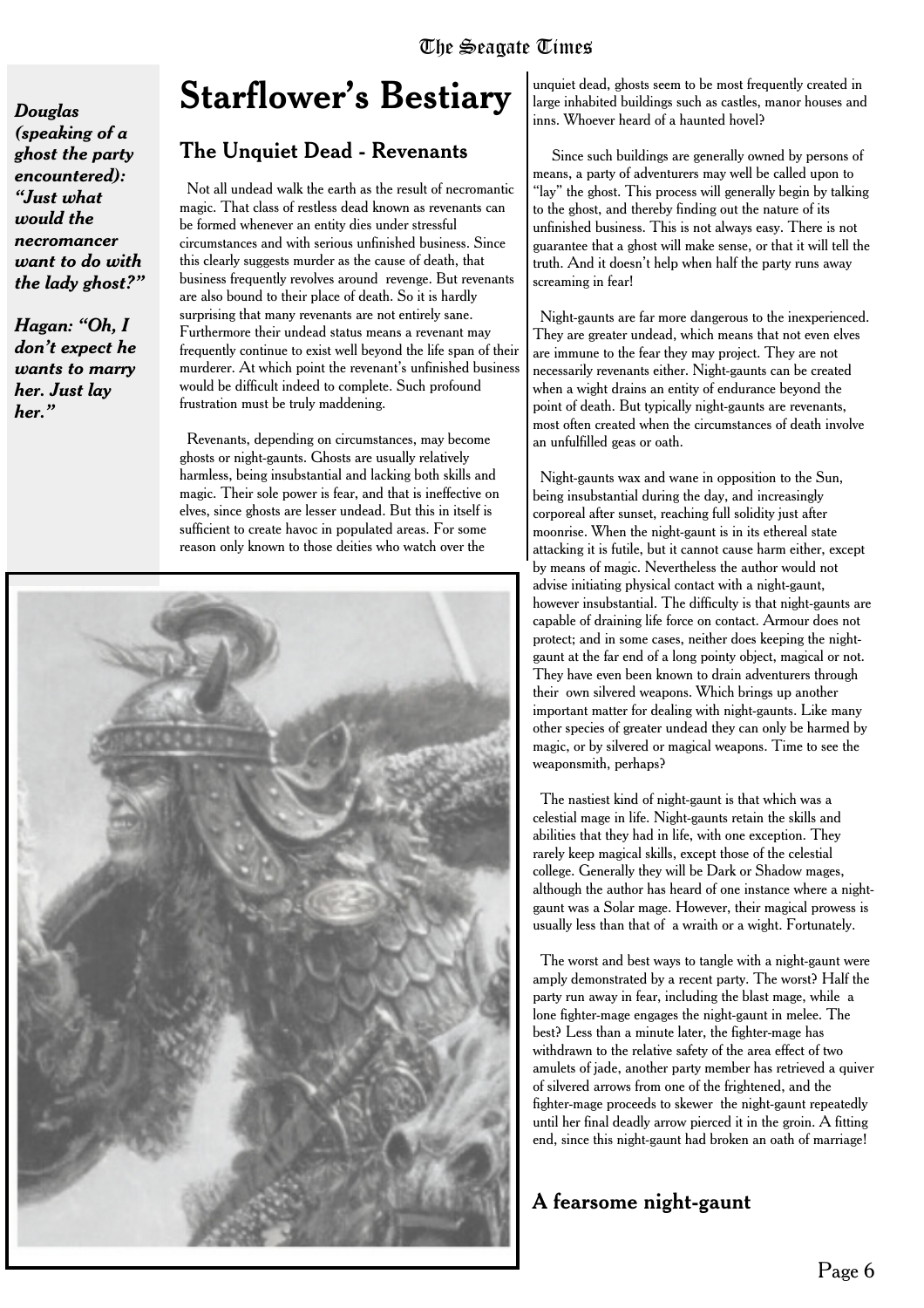***Douglas (speaking of a ghost the party encountered): "Just what would the necromancer want to do with the lady ghost?"***

***Hagan: "Oh, I don't expect he wants to marry her. Just lay her."***

# Starflower's Bestiary

## The Unquiet Dead - Revenants

Not all undead walk the earth as the result of necromantic magic. That class of restless dead known as revenants can be formed whenever an entity dies under stressful circumstances and with serious unfinished business. Since this clearly suggests murder as the cause of death, that business frequently revolves around revenge. But revenants are also bound to their place of death. So it is hardly surprising that many revenants are not entirely sane. Furthermore their undead status means a revenant may frequently continue to exist well beyond the life span of their murderer. At which point the revenant's unfinished business would be difficult indeed to complete. Such profound frustration must be truly maddening.

Revenants, depending on circumstances, may become ghosts or night-gaunts. Ghosts are usually relatively harmless, being insubstantial and lacking both skills and magic. Their sole power is fear, and that is ineffective on elves, since ghosts are lesser undead. But this in itself is sufficient to create havoc in populated areas. For some reason only known to those deities who watch over the unquiet dead, ghosts seem to be most frequently created in large inhabited buildings such as castles, manor houses and inns. Whoever heard of a haunted hovel?

Since such buildings are generally owned by persons of means, a party of adventurers may well be called upon to "lay" the ghost. This process will generally begin by talking to the ghost, and thereby finding out the nature of its unfinished business. This is not always easy. There is not guarantee that a ghost will make sense, or that it will tell the truth. And it doesn't help when half the party runs away screaming in fear!

Night-gaunts are far more dangerous to the inexperienced. They are greater undead, which means that not even elves are immune to the fear they may project. They are not necessarily revenants either. Night-gaunts can be created when a wight drains an entity of endurance beyond the point of death. But typically night-gaunts are revenants, most often created when the circumstances of death involve an unfulfilled geas or oath.

Night-gaunts wax and wane in opposition to the Sun, being insubstantial during the day, and increasingly corporeal after sunset, reaching full solidity just after moonrise. When the night-gaunt is in its ethereal state attacking it is futile, but it cannot cause harm either, except by means of magic. Nevertheless the author would not advise initiating physical contact with a night-gaunt, however insubstantial. The difficulty is that night-gaunts are capable of draining life force on contact. Armour does not protect; and in some cases, neither does keeping the night-gaunt at the far end of a long pointy object, magical or not. They have even been known to drain adventurers through their own silvered weapons. Which brings up another important matter for dealing with night-gaunts. Like many other species of greater undead they can only be harmed by magic, or by silvered or magical weapons. Time to see the weaponsmith, perhaps?

The nastiest kind of night-gaunt is that which was a celestial mage in life. Night-gaunts retain the skills and abilities that they had in life, with one exception. They rarely keep magical skills, except those of the celestial college. Generally they will be Dark or Shadow mages, although the author has heard of one instance where a night-gaunt was a Solar mage. However, their magical prowess is usually less than that of a wraith or a wight. Fortunately.

The worst and best ways to tangle with a night-gaunt were amply demonstrated by a recent party. The worst? Half the party run away in fear, including the blast mage, while a lone fighter-mage engages the night-gaunt in melee. The best? Less than a minute later, the fighter-mage has withdrawn to the relative safety of the area effect of two amulets of jade, another party member has retrieved a quiver of silvered arrows from one of the frightened, and the fighter-mage proceeds to skewer the night-gaunt repeatedly until her final deadly arrow pierced it in the groin. A fitting end, since this night-gaunt had broken an oath of marriage!

**A fearsome night-gaunt**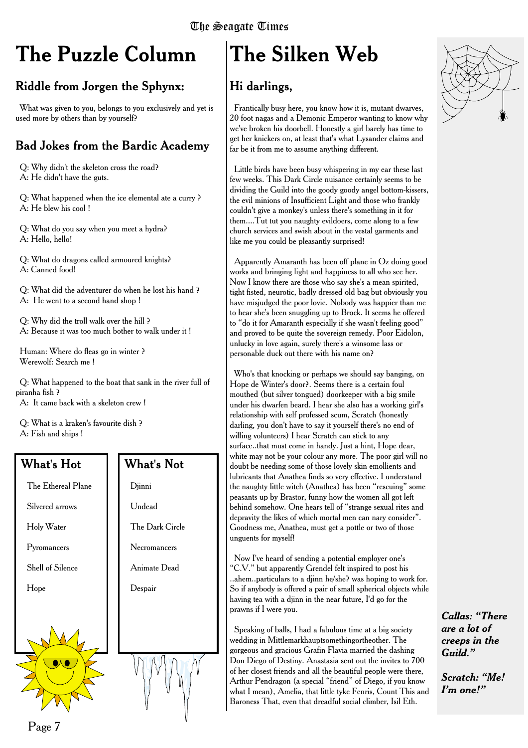# The Puzzle Column

### Riddle from Jorgen the Sphynx:

What was given to you, belongs to you exclusively and yet is used more by others than by yourself?

### Bad Jokes from the Bardic Academy

Q: Why didn't the skeleton cross the road?
A: He didn't have the guts.

Q: What happened when the ice elemental ate a curry ?
A: He blew his cool !

Q: What do you say when you meet a hydra?
A: Hello, hello!

Q: What do dragons called armoured knights?
A: Canned food!

Q: What did the adventurer do when he lost his hand ?
A: He went to a second hand shop !

Q: Why did the troll walk over the hill ?
A: Because it was too much bother to walk under it !

Human: Where do fleas go in winter ?
Werewolf: Search me !

Q: What happened to the boat that sank in the river full of piranha fish ?
A: It came back with a skeleton crew !

Q: What is a kraken's favourite dish ?
A: Fish and ships !

| What's Hot | What's Not |
|---|---|
| The Ethereal Plane | Djinni |
| Silvered arrows | Undead |
| Holy Water | The Dark Circle |
| Pyromancers | Necromancers |
| Shell of Silence | Animate Dead |
| Hope | Despair |

# The Silken Web

### Hi darlings,

Frantically busy here, you know how it is, mutant dwarves, 20 foot nagas and a Demonic Emperor wanting to know why we've broken his doorbell. Honestly a girl barely has time to get her knickers on, at least that's what Lysander claims and far be it from me to assume anything different.

Little birds have been busy whispering in my ear these last few weeks. This Dark Circle nuisance certainly seems to be dividing the Guild into the goody goody angel bottom-kissers, the evil minions of Insufficient Light and those who frankly couldn't give a monkey's unless there's something in it for them....Tut tut you naughty evildoers, come along to a few church services and swish about in the vestal garments and like me you could be pleasantly surprised!

Apparently Amaranth has been off plane in Oz doing good works and bringing light and happiness to all who see her. Now I know there are those who say she's a mean spirited, tight fisted, neurotic, badly dressed old bag but obviously you have misjudged the poor lovie. Nobody was happier than me to hear she's been snuggling up to Brock. It seems he offered to "do it for Amaranth especially if she wasn't feeling good" and proved to be quite the sovereign remedy. Poor Eidolon, unlucky in love again, surely there's a winsome lass or personable duck out there with his name on?

Who's that knocking or perhaps we should say banging, on Hope de Winter's door?. Seems there is a certain foul mouthed (but silver tongued) doorkeeper with a big smile under his dwarfen beard. I hear she also has a working girl's relationship with self professed scum, Scratch (honestly darling, you don't have to say it yourself there's no end of willing volunteers) I hear Scratch can stick to any surface..that must come in handy. Just a hint, Hope dear, white may not be your colour any more. The poor girl will no doubt be needing some of those lovely skin emollients and lubricants that Anathea finds so very effective. I understand the naughty little witch (Anathea) has been "rescuing" some peasants up by Brastor, funny how the women all got left behind somehow. One hears tell of "strange sexual rites and depravity the likes of which mortal men can nary consider". Goodness me, Anathea, must get a pottle or two of those unguents for myself!

Now I've heard of sending a potential employer one's "C.V." but apparently Grendel felt inspired to post his ..ahem..particulars to a djinn he/she? was hoping to work for. So if anybody is offered a pair of small spherical objects while having tea with a djinn in the near future, I'd go for the prawns if I were you.

Speaking of balls, I had a fabulous time at a big society wedding in Mittlemarkhauptsomethingortheother. The gorgeous and gracious Grafin Flavia married the dashing Don Diego of Destiny. Anastasia sent out the invites to 700 of her closest friends and all the beautiful people were there, Arthur Pendragon (a special "friend" of Diego, if you know what I mean), Amelia, that little tyke Fenris, Count This and Baroness That, even that dreadful social climber, Isil Eth.

***Callas: "There are a lot of creeps in the Guild."***

***Scratch: "Me! I'm one!"***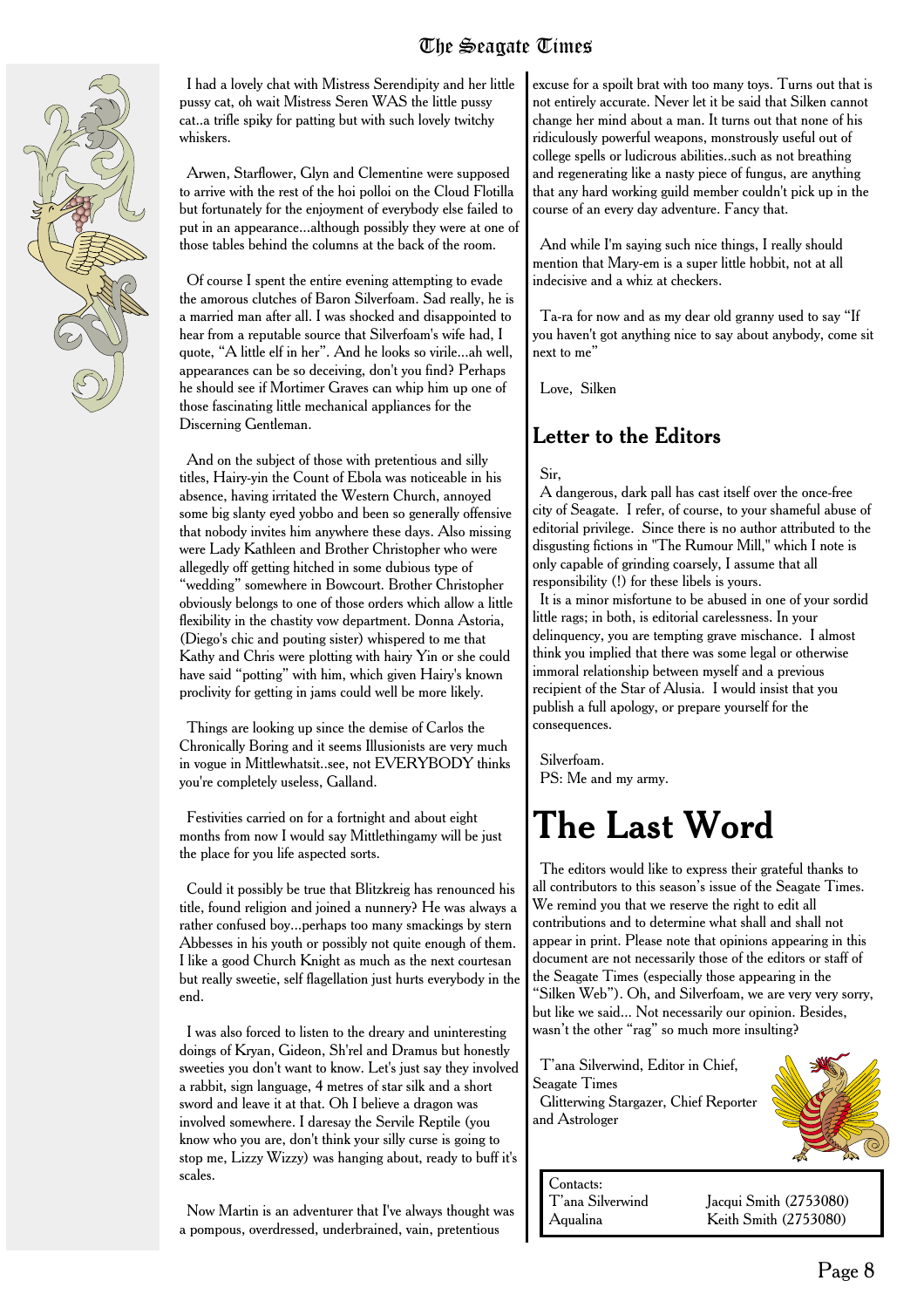I had a lovely chat with Mistress Serendipity and her little pussy cat, oh wait Mistress Seren WAS the little pussy cat..a trifle spiky for patting but with such lovely twitchy whiskers.

Arwen, Starflower, Glyn and Clementine were supposed to arrive with the rest of the hoi polloi on the Cloud Flotilla but fortunately for the enjoyment of everybody else failed to put in an appearance...although possibly they were at one of those tables behind the columns at the back of the room.

Of course I spent the entire evening attempting to evade the amorous clutches of Baron Silverfoam. Sad really, he is a married man after all. I was shocked and disappointed to hear from a reputable source that Silverfoam's wife had, I quote, "A little elf in her". And he looks so virile...ah well, appearances can be so deceiving, don't you find? Perhaps he should see if Mortimer Graves can whip him up one of those fascinating little mechanical appliances for the Discerning Gentleman.

And on the subject of those with pretentious and silly titles, Hairy-yin the Count of Ebola was noticeable in his absence, having irritated the Western Church, annoyed some big slanty eyed yobbo and been so generally offensive that nobody invites him anywhere these days. Also missing were Lady Kathleen and Brother Christopher who were allegedly off getting hitched in some dubious type of "wedding" somewhere in Bowcourt. Brother Christopher obviously belongs to one of those orders which allow a little flexibility in the chastity vow department. Donna Astoria, (Diego's chic and pouting sister) whispered to me that Kathy and Chris were plotting with hairy Yin or she could have said "potting" with him, which given Hairy's known proclivity for getting in jams could well be more likely.

Things are looking up since the demise of Carlos the Chronically Boring and it seems Illusionists are very much in vogue in Mittlewhatsit..see, not EVERYBODY thinks you're completely useless, Galland.

Festivities carried on for a fortnight and about eight months from now I would say Mittlethingamy will be just the place for you life aspected sorts.

Could it possibly be true that Blitzkreig has renounced his title, found religion and joined a nunnery? He was always a rather confused boy...perhaps too many smackings by stern Abbesses in his youth or possibly not quite enough of them. I like a good Church Knight as much as the next courtesan but really sweetie, self flagellation just hurts everybody in the end.

I was also forced to listen to the dreary and uninteresting doings of Kryan, Gideon, Sh'rel and Dramus but honestly sweeties you don't want to know. Let's just say they involved a rabbit, sign language, 4 metres of star silk and a short sword and leave it at that. Oh I believe a dragon was involved somewhere. I daresay the Servile Reptile (you know who you are, don't think your silly curse is going to stop me, Lizzy Wizzy) was hanging about, ready to buff it's scales.

Now Martin is an adventurer that I've always thought was a pompous, overdressed, underbrained, vain, pretentious excuse for a spoilt brat with too many toys. Turns out that is not entirely accurate. Never let it be said that Silken cannot change her mind about a man. It turns out that none of his ridiculously powerful weapons, monstrously useful out of college spells or ludicrous abilities..such as not breathing and regenerating like a nasty piece of fungus, are anything that any hard working guild member couldn't pick up in the course of an every day adventure. Fancy that.

And while I'm saying such nice things, I really should mention that Mary-em is a super little hobbit, not at all indecisive and a whiz at checkers.

Ta-ra for now and as my dear old granny used to say "If you haven't got anything nice to say about anybody, come sit next to me"

Love, Silken

## Letter to the Editors

Sir,

A dangerous, dark pall has cast itself over the once-free city of Seagate. I refer, of course, to your shameful abuse of editorial privilege. Since there is no author attributed to the disgusting fictions in "The Rumour Mill," which I note is only capable of grinding coarsely, I assume that all responsibility (!) for these libels is yours.

It is a minor misfortune to be abused in one of your sordid little rags; in both, is editorial carelessness. In your delinquency, you are tempting grave mischance. I almost think you implied that there was some legal or otherwise immoral relationship between myself and a previous recipient of the Star of Alusia. I would insist that you publish a full apology, or prepare yourself for the consequences.

Silverfoam.
PS: Me and my army.

# The Last Word

The editors would like to express their grateful thanks to all contributors to this season's issue of the Seagate Times. We remind you that we reserve the right to edit all contributions and to determine what shall and shall not appear in print. Please note that opinions appearing in this document are not necessarily those of the editors or staff of the Seagate Times (especially those appearing in the "Silken Web"). Oh, and Silverfoam, we are very very sorry, but like we said... Not necessarily our opinion. Besides, wasn't the other "rag" so much more insulting?

T'ana Silverwind, Editor in Chief, Seagate Times
Glitterwing Stargazer, Chief Reporter and Astrologer

Contacts:

| | |
|---|---|
| T'ana Silverwind | Jacqui Smith (2753080) |
| Aqualina | Keith Smith (2753080) |